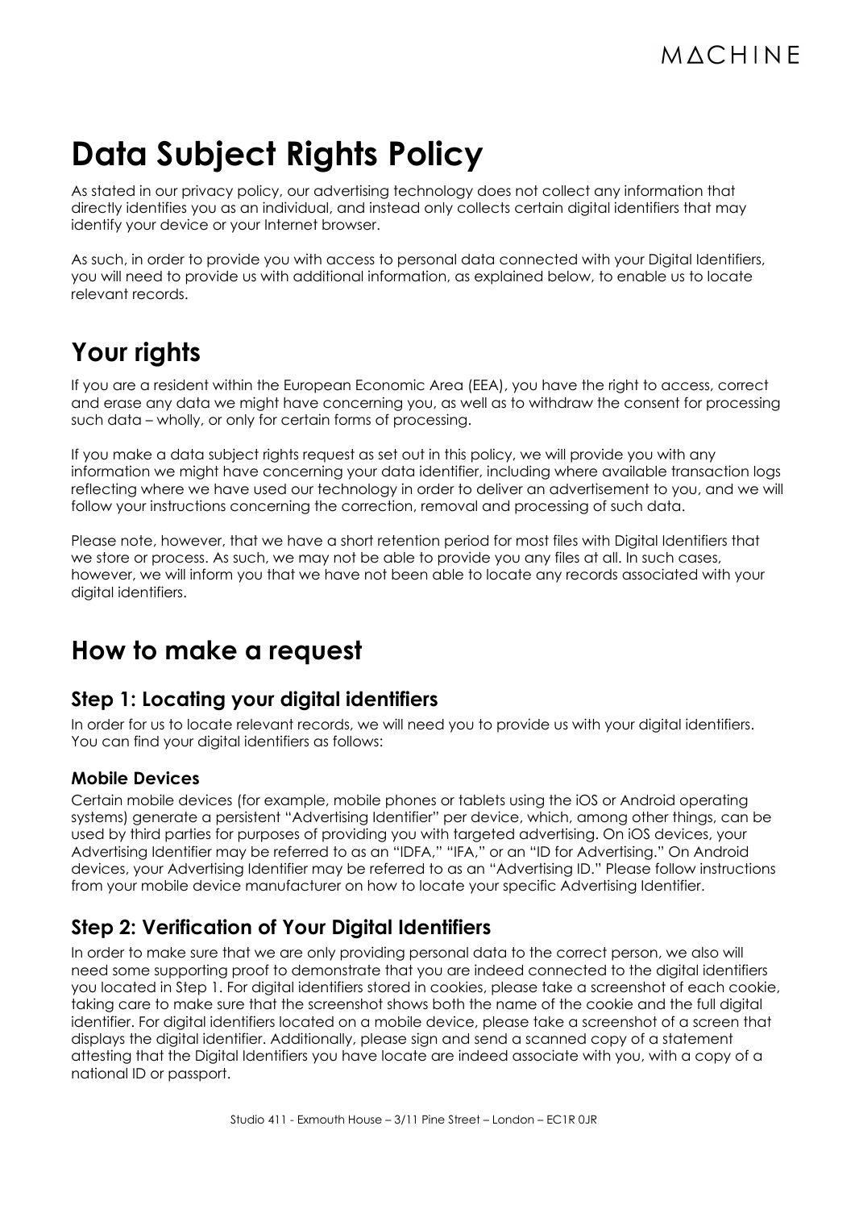# Data Subject Rights Policy

As stated in our privacy policy, our advertising technology does not collect any information that directly identifies you as an individual, and instead only collects certain digital identifiers that may identify your device or your Internet browser.

As such, in order to provide you with access to personal data connected with your Digital Identifiers, you will need to provide us with additional information, as explained below, to enable us to locate relevant records.

## Your rights

If you are a resident within the European Economic Area (EEA), you have the right to access, correct and erase any data we might have concerning you, as well as to withdraw the consent for processing such data – wholly, or only for certain forms of processing.

If you make a data subject rights request as set out in this policy, we will provide you with any information we might have concerning your data identifier, including where available transaction logs reflecting where we have used our technology in order to deliver an advertisement to you, and we will follow your instructions concerning the correction, removal and processing of such data.

Please note, however, that we have a short retention period for most files with Digital Identifiers that we store or process. As such, we may not be able to provide you any files at all. In such cases, however, we will inform you that we have not been able to locate any records associated with your digital identifiers.

## How to make a request

### Step 1: Locating your digital identifiers

In order for us to locate relevant records, we will need you to provide us with your digital identifiers. You can find your digital identifiers as follows:

#### Mobile Devices

Certain mobile devices (for example, mobile phones or tablets using the iOS or Android operating systems) generate a persistent "Advertising Identifier" per device, which, among other things, can be used by third parties for purposes of providing you with targeted advertising. On iOS devices, your Advertising Identifier may be referred to as an "IDFA," "IFA," or an "ID for Advertising." On Android devices, your Advertising Identifier may be referred to as an "Advertising ID." Please follow instructions from your mobile device manufacturer on how to locate your specific Advertising Identifier.

### Step 2: Verification of Your Digital Identifiers

In order to make sure that we are only providing personal data to the correct person, we also will need some supporting proof to demonstrate that you are indeed connected to the digital identifiers you located in Step 1. For digital identifiers stored in cookies, please take a screenshot of each cookie, taking care to make sure that the screenshot shows both the name of the cookie and the full digital identifier. For digital identifiers located on a mobile device, please take a screenshot of a screen that displays the digital identifier. Additionally, please sign and send a scanned copy of a statement attesting that the Digital Identifiers you have locate are indeed associate with you, with a copy of a national ID or passport.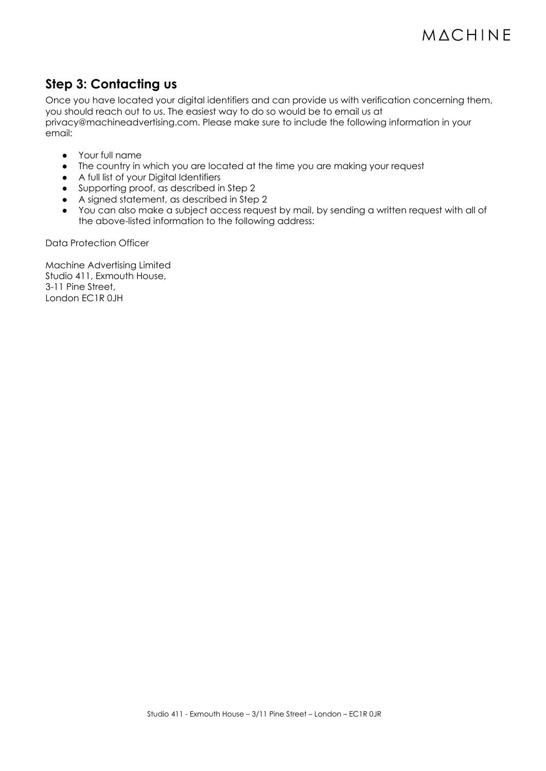## Step 3: Contacting us

Once you have located your digital identifiers and can provide us with verification concerning them, you should reach out to us. The easiest way to do so would be to email us at privacy@machineadvertising.com. Please make sure to include the following information in your email:

- Your full name
- The country in which you are located at the time you are making your request
- A full list of your Digital Identifiers
- Supporting proof, as described in Step 2
- A signed statement, as described in Step 2
- You can also make a subject access request by mail, by sending a written request with all of the above-listed information to the following address:

Data Protection Officer

Machine Advertising Limited
Studio 411, Exmouth House,
3-11 Pine Street,
London EC1R 0JH